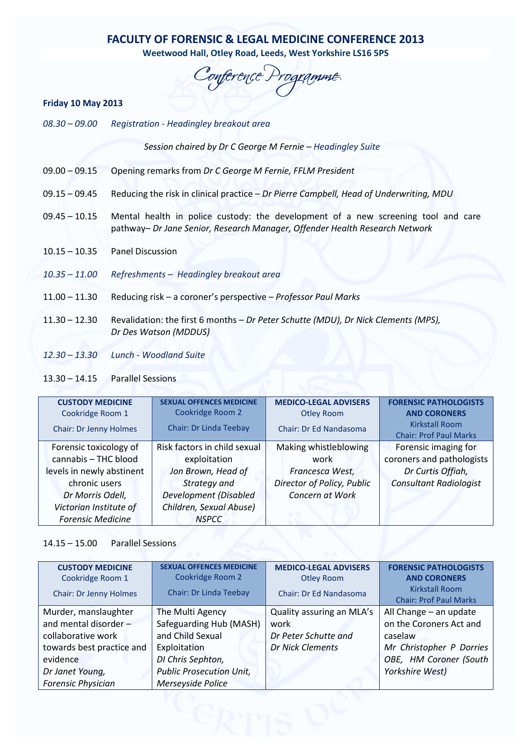# FACULTY OF FORENSIC & LEGAL MEDICINE CONFERENCE 2013

**Weetwood Hall, Otley Road, Leeds, West Yorkshire LS16 5PS**

## Conference Programme

**Friday 10 May 2013**

*08.30 – 09.00 Registration - Headingley breakout area*

*Session chaired by Dr C George M Fernie – Headingley Suite*

09.00 – 09.15 Opening remarks from *Dr C George M Fernie, FFLM President*

09.15 – 09.45 Reducing the risk in clinical practice – *Dr Pierre Campbell, Head of Underwriting, MDU*

09.45 – 10.15 Mental health in police custody: the development of a new screening tool and care pathway– *Dr Jane Senior, Research Manager, Offender Health Research Network*

10.15 – 10.35 Panel Discussion

*10.35 – 11.00 Refreshments – Headingley breakout area*

11.00 – 11.30 Reducing risk – a coroner's perspective – *Professor Paul Marks*

11.30 – 12.30 Revalidation: the first 6 months – *Dr Peter Schutte (MDU), Dr Nick Clements (MPS), Dr Des Watson (MDDUS)*

*12.30 – 13.30 Lunch - Woodland Suite*

13.30 – 14.15 Parallel Sessions

| **CUSTODY MEDICINE** Cookridge Room 1 Chair: Dr Jenny Holmes | **SEXUAL OFFENCES MEDICINE** Cookridge Room 2 Chair: Dr Linda Teebay | **MEDICO-LEGAL ADVISERS** Otley Room Chair: Dr Ed Nandasoma | **FORENSIC PATHOLOGISTS AND CORONERS** Kirkstall Room Chair: Prof Paul Marks |
|---|---|---|---|
| Forensic toxicology of cannabis – THC blood levels in newly abstinent chronic users *Dr Morris Odell, Victorian Institute of Forensic Medicine* | Risk factors in child sexual exploitation *Jon Brown, Head of Strategy and Development (Disabled Children, Sexual Abuse) NSPCC* | Making whistleblowing work *Francesca West, Director of Policy, Public Concern at Work* | Forensic imaging for coroners and pathologists *Dr Curtis Offiah, Consultant Radiologist* |

14.15 – 15.00 Parallel Sessions

| **CUSTODY MEDICINE** Cookridge Room 1 Chair: Dr Jenny Holmes | **SEXUAL OFFENCES MEDICINE** Cookridge Room 2 Chair: Dr Linda Teebay | **MEDICO-LEGAL ADVISERS** Otley Room Chair: Dr Ed Nandasoma | **FORENSIC PATHOLOGISTS AND CORONERS** Kirkstall Room Chair: Prof Paul Marks |
|---|---|---|---|
| Murder, manslaughter and mental disorder – collaborative work towards best practice and evidence *Dr Janet Young, Forensic Physician* | The Multi Agency Safeguarding Hub (MASH) and Child Sexual Exploitation *DI Chris Sephton, Public Prosecution Unit, Merseyside Police* | Quality assuring an MLA's work *Dr Peter Schutte and Dr Nick Clements* | All Change – an update on the Coroners Act and caselaw *Mr Christopher P Dorries OBE, HM Coroner (South Yorkshire West)* |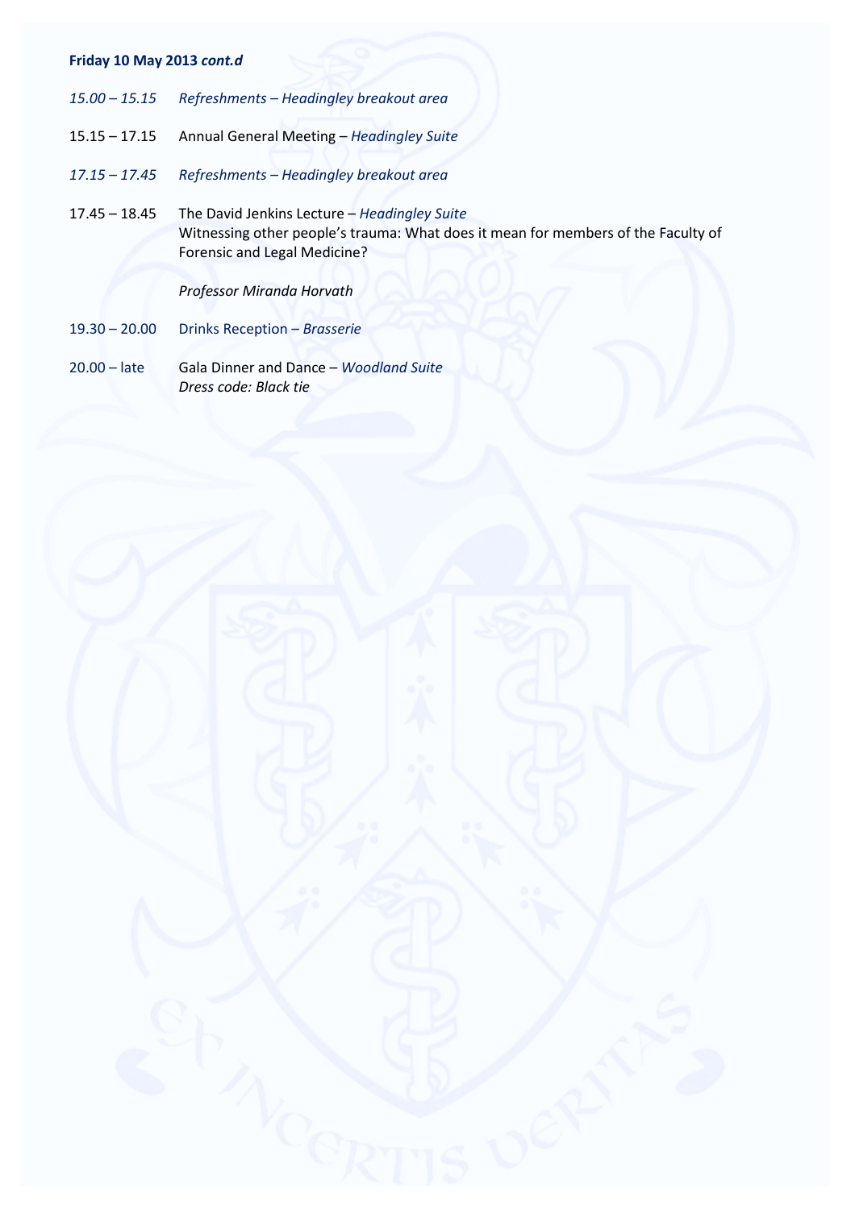**Friday 10 May 2013** ***cont.d***

*15.00 – 15.15* *Refreshments – Headingley breakout area*

15.15 – 17.15 Annual General Meeting – *Headingley Suite*

*17.15 – 17.45* *Refreshments – Headingley breakout area*

17.45 – 18.45 The David Jenkins Lecture – *Headingley Suite*
Witnessing other people's trauma: What does it mean for members of the Faculty of Forensic and Legal Medicine?

*Professor Miranda Horvath*

19.30 – 20.00 Drinks Reception – *Brasserie*

20.00 – late Gala Dinner and Dance – *Woodland Suite*
*Dress code: Black tie*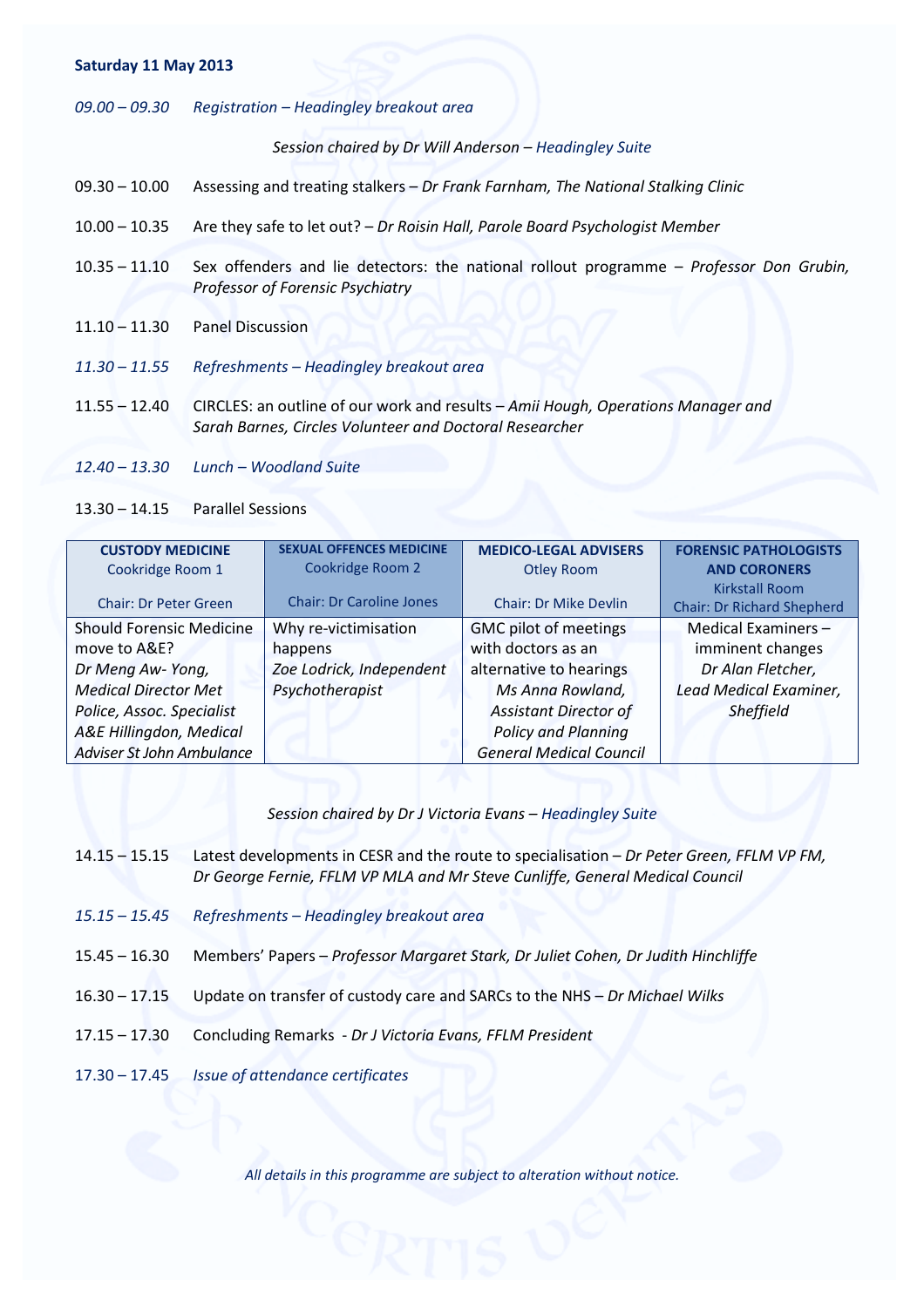**Saturday 11 May 2013**

| | |
|---|---|
| *09.00 – 09.30* | *Registration – Headingley breakout area* |

*Session chaired by Dr Will Anderson – Headingley Suite*

| | |
|---|---|
| 09.30 – 10.00 | Assessing and treating stalkers – *Dr Frank Farnham, The National Stalking Clinic* |
| 10.00 – 10.35 | Are they safe to let out? – *Dr Roisin Hall, Parole Board Psychologist Member* |
| 10.35 – 11.10 | Sex offenders and lie detectors: the national rollout programme – *Professor Don Grubin, Professor of Forensic Psychiatry* |
| 11.10 – 11.30 | Panel Discussion |
| *11.30 – 11.55* | *Refreshments – Headingley breakout area* |
| 11.55 – 12.40 | CIRCLES: an outline of our work and results – *Amii Hough, Operations Manager and Sarah Barnes, Circles Volunteer and Doctoral Researcher* |
| *12.40 – 13.30* | *Lunch – Woodland Suite* |
| 13.30 – 14.15 | Parallel Sessions |

| **CUSTODY MEDICINE** Cookridge Room 1 Chair: Dr Peter Green | **SEXUAL OFFENCES MEDICINE** Cookridge Room 2 Chair: Dr Caroline Jones | **MEDICO-LEGAL ADVISERS** Otley Room Chair: Dr Mike Devlin | **FORENSIC PATHOLOGISTS AND CORONERS** Kirkstall Room Chair: Dr Richard Shepherd |
|---|---|---|---|
| Should Forensic Medicine move to A&E? *Dr Meng Aw- Yong, Medical Director Met Police, Assoc. Specialist A&E Hillingdon, Medical Adviser St John Ambulance* | Why re-victimisation happens *Zoe Lodrick, Independent Psychotherapist* | GMC pilot of meetings with doctors as an alternative to hearings *Ms Anna Rowland, Assistant Director of Policy and Planning General Medical Council* | Medical Examiners – imminent changes *Dr Alan Fletcher, Lead Medical Examiner, Sheffield* |

*Session chaired by Dr J Victoria Evans – Headingley Suite*

| | |
|---|---|
| 14.15 – 15.15 | Latest developments in CESR and the route to specialisation – *Dr Peter Green, FFLM VP FM, Dr George Fernie, FFLM VP MLA and Mr Steve Cunliffe, General Medical Council* |
| *15.15 – 15.45* | *Refreshments – Headingley breakout area* |
| 15.45 – 16.30 | Members' Papers – *Professor Margaret Stark, Dr Juliet Cohen, Dr Judith Hinchliffe* |
| 16.30 – 17.15 | Update on transfer of custody care and SARCs to the NHS – *Dr Michael Wilks* |
| 17.15 – 17.30 | Concluding Remarks - *Dr J Victoria Evans, FFLM President* |
| 17.30 – 17.45 | *Issue of attendance certificates* |

*All details in this programme are subject to alteration without notice.*